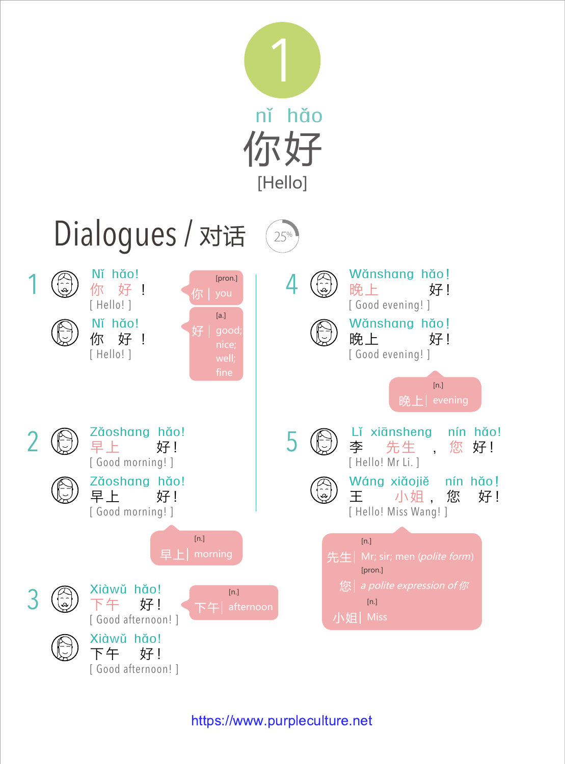# 1

nǐ hǎo
# 你好
[Hello]

## Dialogues / 对话

25%

### 1

Nǐ hǎo!
你 好 !
[ Hello! ]

Nǐ hǎo!
你 好 !
[ Hello! ]

[pron.] 你 | you

[a.] 好 | good; nice; well; fine

### 2

Zǎoshang hǎo!
早上 好!
[ Good morning! ]

Zǎoshang hǎo!
早上 好!
[ Good morning! ]

[n.] 早上 | morning

### 3

Xiàwǔ hǎo!
下午 好!
[ Good afternoon! ]

Xiàwǔ hǎo!
下午 好!
[ Good afternoon! ]

[n.] 下午 | afternoon

### 4

Wǎnshang hǎo!
晚上 好!
[ Good evening! ]

Wǎnshang hǎo!
晚上 好!
[ Good evening! ]

[n.] 晚上 | evening

### 5

Lǐ xiānsheng nín hǎo!
李 先生 , 您 好!
[ Hello! Mr Li. ]

Wáng xiǎojiě nín hǎo!
王 小姐 , 您 好!
[ Hello! Miss Wang! ]

[n.] 先生 | Mr; sir; men (*polite form*)

[pron.] 您 | *a polite expression of 你*

[n.] 小姐 | Miss

https://www.purpleculture.net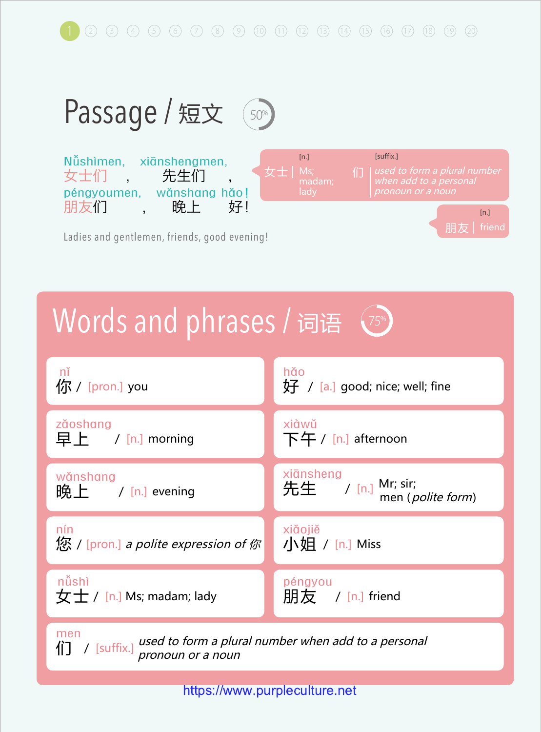## Passage / 短文

Nǚshìmen, xiānshengmen,
女士们，先生们，
péngyoumen, wǎnshang hǎo!
朋友们，晚上好！

Ladies and gentlemen, friends, good evening!

女士 | [n.] Ms; madam; lady

们 | [suffix.] *used to form a plural number when add to a personal pronoun or a noun*

朋友 | [n.] friend

## Words and phrases / 词语

| | |
|---|---|
| nǐ<br>你 / [pron.] you | hǎo<br>好 / [a.] good; nice; well; fine |
| zǎoshang<br>早上 / [n.] morning | xiàwǔ<br>下午 / [n.] afternoon |
| wǎnshang<br>晚上 / [n.] evening | xiānsheng<br>先生 / [n.] Mr; sir; men (*polite form*) |
| nín<br>您 / [pron.] *a polite expression of 你* | xiǎojiě<br>小姐 / [n.] Miss |
| nǚshì<br>女士 / [n.] Ms; madam; lady | péngyou<br>朋友 / [n.] friend |

men
们 / [suffix.] *used to form a plural number when add to a personal pronoun or a noun*

https://www.purpleculture.net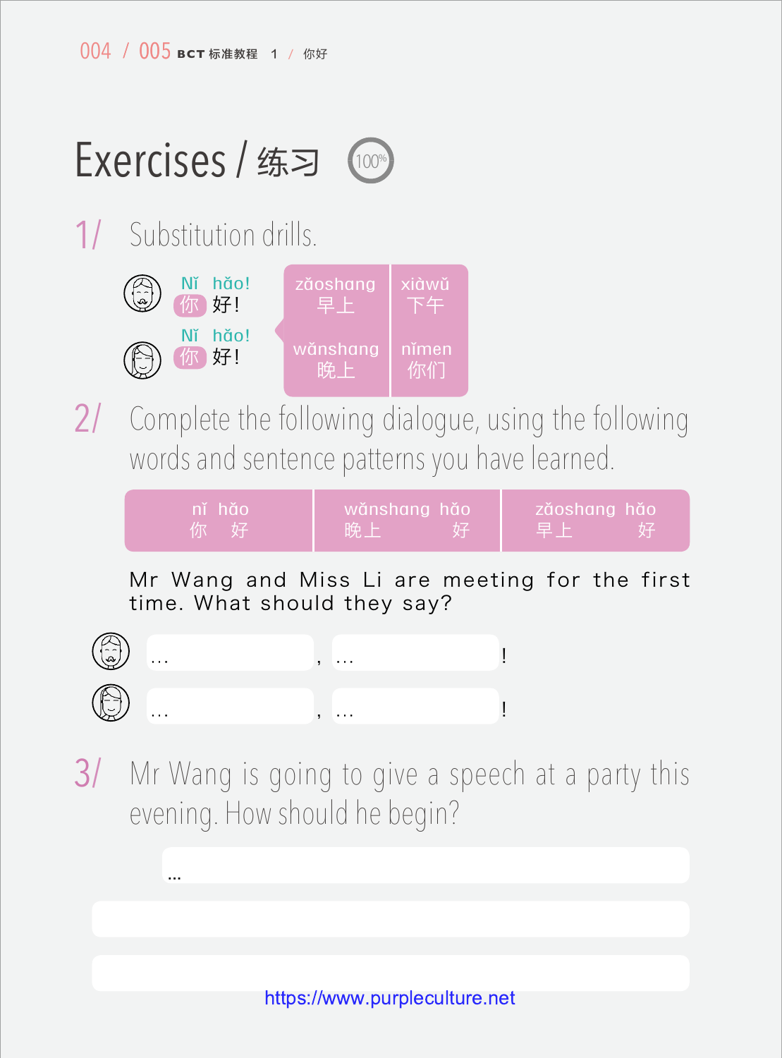# Exercises / 练习

## 1/ Substitution drills.

Nǐ hǎo!
你好!

Nǐ hǎo!
你好!

| | |
|---|---|
| zǎoshang 早上 | xiàwǔ 下午 |
| wǎnshang 晚上 | nǐmen 你们 |

## 2/ Complete the following dialogue, using the following words and sentence patterns you have learned.

| | | |
|---|---|---|
| nǐ hǎo 你好 | wǎnshang hǎo 晚上好 | zǎoshang hǎo 早上好 |

Mr Wang and Miss Li are meeting for the first time. What should they say?

… , … !

… , … !

## 3/ Mr Wang is going to give a speech at a party this evening. How should he begin?

…

https://www.purpleculture.net